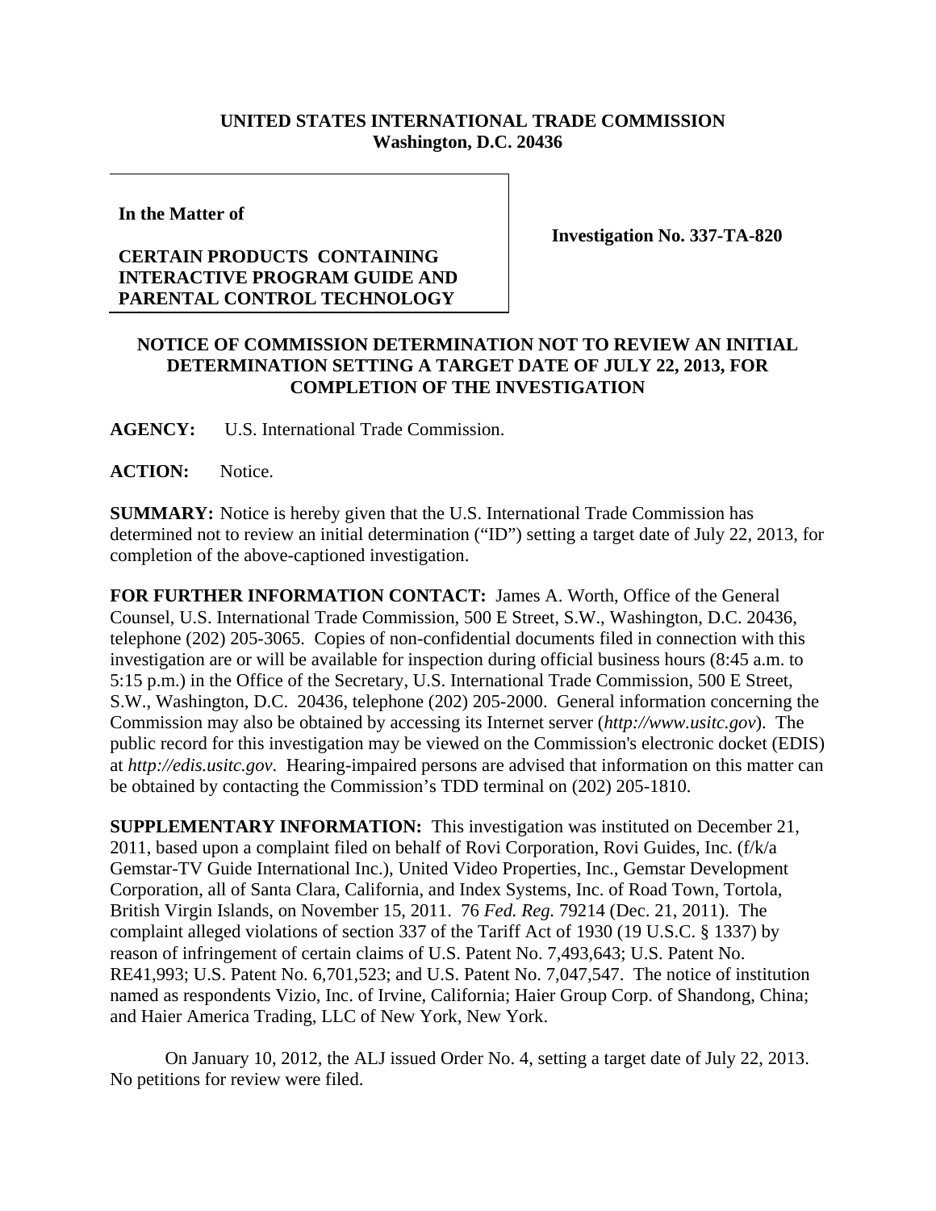**UNITED STATES INTERNATIONAL TRADE COMMISSION**
**Washington, D.C. 20436**

**In the Matter of**

**CERTAIN PRODUCTS CONTAINING INTERACTIVE PROGRAM GUIDE AND PARENTAL CONTROL TECHNOLOGY**

**Investigation No. 337-TA-820**

## NOTICE OF COMMISSION DETERMINATION NOT TO REVIEW AN INITIAL DETERMINATION SETTING A TARGET DATE OF JULY 22, 2013, FOR COMPLETION OF THE INVESTIGATION

**AGENCY:** U.S. International Trade Commission.

**ACTION:** Notice.

**SUMMARY:** Notice is hereby given that the U.S. International Trade Commission has determined not to review an initial determination ("ID") setting a target date of July 22, 2013, for completion of the above-captioned investigation.

**FOR FURTHER INFORMATION CONTACT:** James A. Worth, Office of the General Counsel, U.S. International Trade Commission, 500 E Street, S.W., Washington, D.C. 20436, telephone (202) 205-3065. Copies of non-confidential documents filed in connection with this investigation are or will be available for inspection during official business hours (8:45 a.m. to 5:15 p.m.) in the Office of the Secretary, U.S. International Trade Commission, 500 E Street, S.W., Washington, D.C. 20436, telephone (202) 205-2000. General information concerning the Commission may also be obtained by accessing its Internet server (*http://www.usitc.gov*). The public record for this investigation may be viewed on the Commission's electronic docket (EDIS) at *http://edis.usitc.gov*. Hearing-impaired persons are advised that information on this matter can be obtained by contacting the Commission's TDD terminal on (202) 205-1810.

**SUPPLEMENTARY INFORMATION:** This investigation was instituted on December 21, 2011, based upon a complaint filed on behalf of Rovi Corporation, Rovi Guides, Inc. (f/k/a Gemstar-TV Guide International Inc.), United Video Properties, Inc., Gemstar Development Corporation, all of Santa Clara, California, and Index Systems, Inc. of Road Town, Tortola, British Virgin Islands, on November 15, 2011. 76 *Fed. Reg.* 79214 (Dec. 21, 2011). The complaint alleged violations of section 337 of the Tariff Act of 1930 (19 U.S.C. § 1337) by reason of infringement of certain claims of U.S. Patent No. 7,493,643; U.S. Patent No. RE41,993; U.S. Patent No. 6,701,523; and U.S. Patent No. 7,047,547. The notice of institution named as respondents Vizio, Inc. of Irvine, California; Haier Group Corp. of Shandong, China; and Haier America Trading, LLC of New York, New York.

On January 10, 2012, the ALJ issued Order No. 4, setting a target date of July 22, 2013. No petitions for review were filed.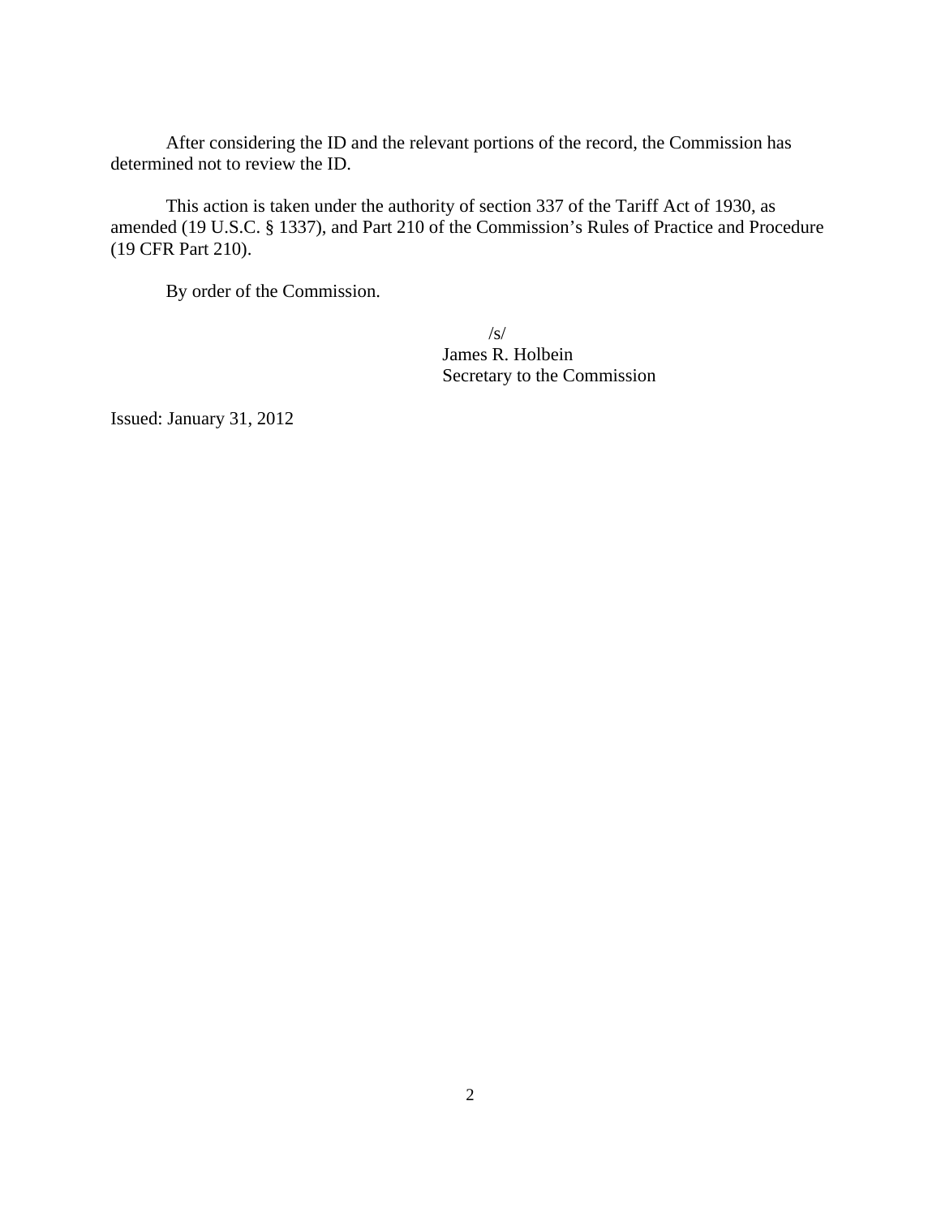After considering the ID and the relevant portions of the record, the Commission has determined not to review the ID.

This action is taken under the authority of section 337 of the Tariff Act of 1930, as amended (19 U.S.C. § 1337), and Part 210 of the Commission's Rules of Practice and Procedure (19 CFR Part 210).

By order of the Commission.

/s/
James R. Holbein
Secretary to the Commission

Issued: January 31, 2012